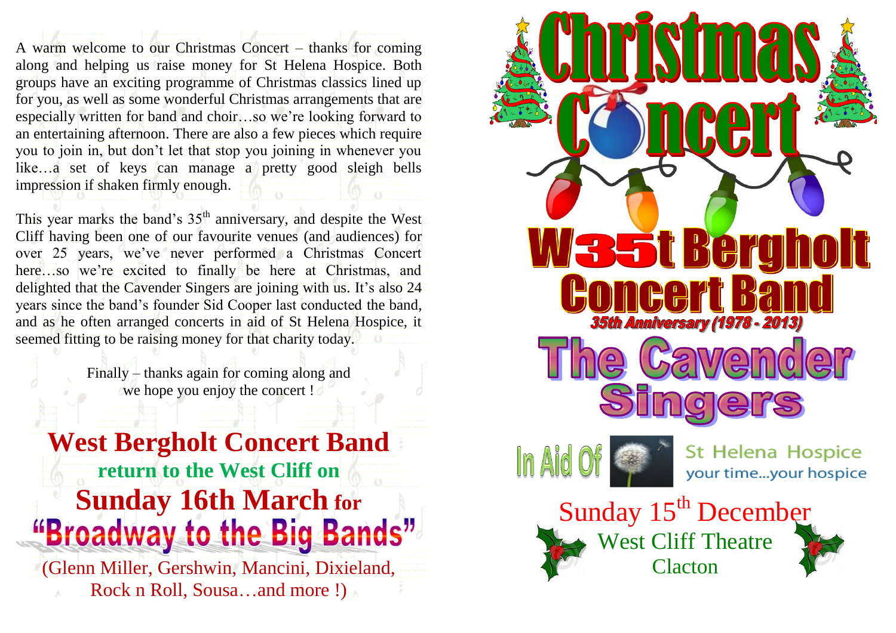A warm welcome to our Christmas Concert – thanks for coming along and helping us raise money for St Helena Hospice. Both groups have an exciting programme of Christmas classics lined up for you, as well as some wonderful Christmas arrangements that are especially written for band and choir…so we're looking forward to an entertaining afternoon. There are also a few pieces which require you to join in, but don't let that stop you joining in whenever you like…a set of keys can manage a pretty good sleigh bells impression if shaken firmly enough.

This year marks the band's 35th anniversary, and despite the West Cliff having been one of our favourite venues (and audiences) for over 25 years, we've never performed a Christmas Concert here…so we're excited to finally be here at Christmas, and delighted that the Cavender Singers are joining with us. It's also 24 years since the band's founder Sid Cooper last conducted the band, and as he often arranged concerts in aid of St Helena Hospice, it seemed fitting to be raising money for that charity today.

Finally – thanks again for coming along and we hope you enjoy the concert !

## West Bergholt Concert Band

**return to the West Cliff on**

## Sunday 16th March for

## "Broadway to the Big Bands"

(Glenn Miller, Gershwin, Mancini, Dixieland, Rock n Roll, Sousa…and more !)

# Christmas Concert

## West Bergholt Concert Band

*35th Anniversary (1978 - 2013)*

## The Cavender Singers

In Aid Of St Helena Hospice
your time...your hospice

Sunday 15th December
West Cliff Theatre
Clacton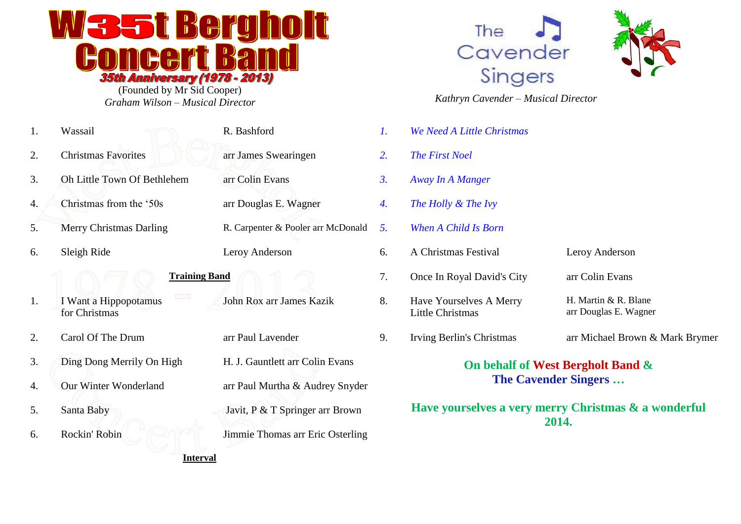# W35t Bergholt Concert Band

*35th Anniversary (1978 - 2013)*

(Founded by Mr Sid Cooper)

*Graham Wilson – Musical Director*

| | | |
|---|---|---|
| 1. | Wassail | R. Bashford |
| 2. | Christmas Favorites | arr James Swearingen |
| 3. | Oh Little Town Of Bethlehem | arr Colin Evans |
| 4. | Christmas from the '50s | arr Douglas E. Wagner |
| 5. | Merry Christmas Darling | R. Carpenter & Pooler arr McDonald |
| 6. | Sleigh Ride | Leroy Anderson |

**Training Band**

| | | |
|---|---|---|
| 1. | I Want a Hippopotamus for Christmas | John Rox arr James Kazik |
| 2. | Carol Of The Drum | arr Paul Lavender |
| 3. | Ding Dong Merrily On High | H. J. Gauntlett arr Colin Evans |
| 4. | Our Winter Wonderland | arr Paul Murtha & Audrey Snyder |
| 5. | Santa Baby | Javit, P & T Springer arr Brown |
| 6. | Rockin' Robin | Jimmie Thomas arr Eric Osterling |

**Interval**

# The Cavender Singers

*Kathryn Cavender – Musical Director*

| | | |
|---|---|---|
| *1.* | *We Need A Little Christmas* | |
| *2.* | *The First Noel* | |
| *3.* | *Away In A Manger* | |
| *4.* | *The Holly & The Ivy* | |
| *5.* | *When A Child Is Born* | |
| 6. | A Christmas Festival | Leroy Anderson |
| 7. | Once In Royal David's City | arr Colin Evans |
| 8. | Have Yourselves A Merry Little Christmas | H. Martin & R. Blane arr Douglas E. Wagner |
| 9. | Irving Berlin's Christmas | arr Michael Brown & Mark Brymer |

**On behalf of West Bergholt Band & The Cavender Singers …**

**Have yourselves a very merry Christmas & a wonderful 2014.**